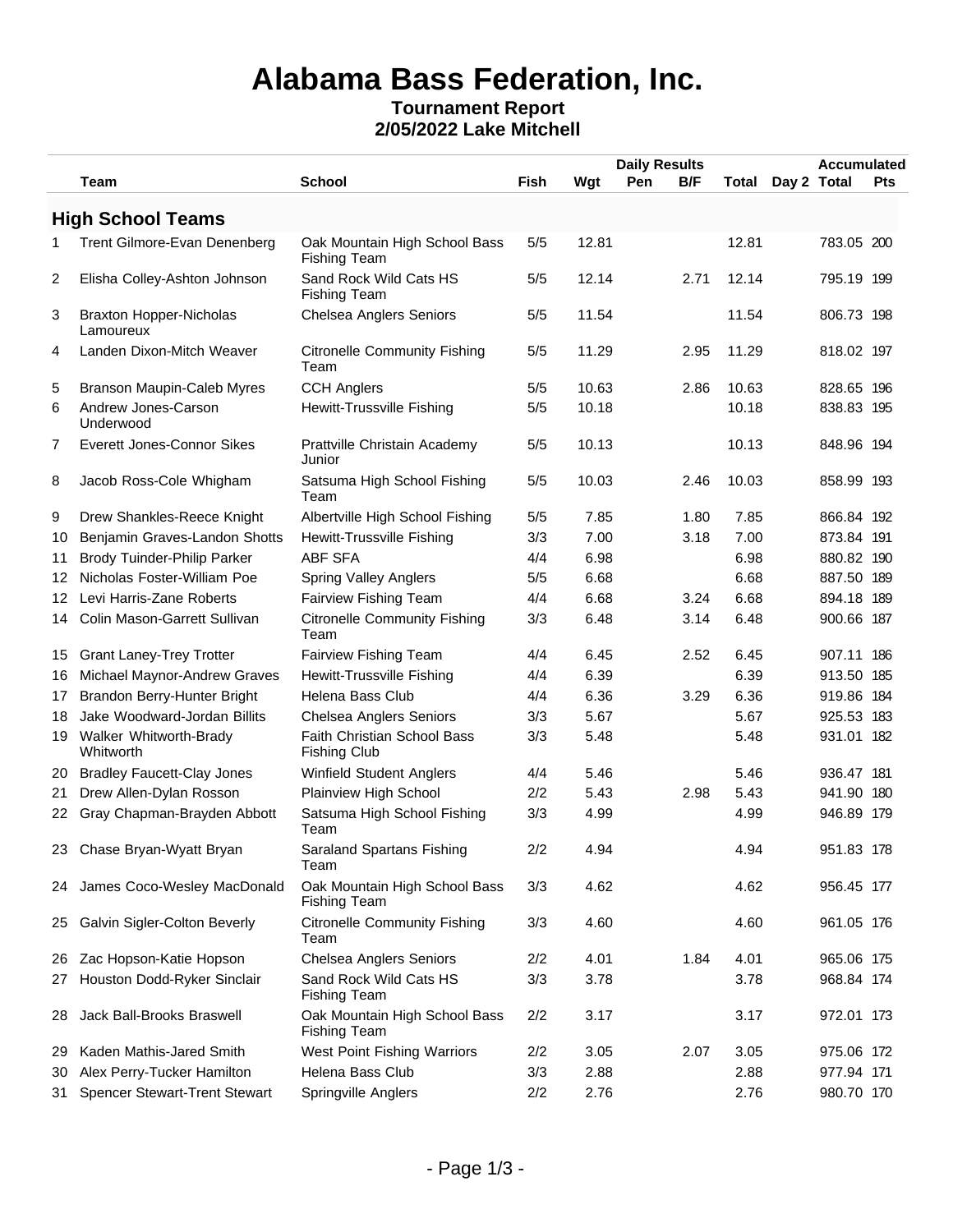# Alabama Bass Federation, Inc.

## Tournament Report
## 2/05/2022 Lake Mitchell

| | | | Daily Results | | | | | | Accumulated | |
|---|---|---|---|---|---|---|---|---|---|---|
| | Team | School | Fish | Wgt | Pen | B/F | Total | Day 2 | Total | Pts |
| **High School Teams** | | | | | | | | | | |
| 1 | Trent Gilmore-Evan Denenberg | Oak Mountain High School Bass Fishing Team | 5/5 | 12.81 | | | 12.81 | | 783.05 | 200 |
| 2 | Elisha Colley-Ashton Johnson | Sand Rock Wild Cats HS Fishing Team | 5/5 | 12.14 | | 2.71 | 12.14 | | 795.19 | 199 |
| 3 | Braxton Hopper-Nicholas Lamoureux | Chelsea Anglers Seniors | 5/5 | 11.54 | | | 11.54 | | 806.73 | 198 |
| 4 | Landen Dixon-Mitch Weaver | Citronelle Community Fishing Team | 5/5 | 11.29 | | 2.95 | 11.29 | | 818.02 | 197 |
| 5 | Branson Maupin-Caleb Myres | CCH Anglers | 5/5 | 10.63 | | 2.86 | 10.63 | | 828.65 | 196 |
| 6 | Andrew Jones-Carson Underwood | Hewitt-Trussville Fishing | 5/5 | 10.18 | | | 10.18 | | 838.83 | 195 |
| 7 | Everett Jones-Connor Sikes | Prattville Christain Academy Junior | 5/5 | 10.13 | | | 10.13 | | 848.96 | 194 |
| 8 | Jacob Ross-Cole Whigham | Satsuma High School Fishing Team | 5/5 | 10.03 | | 2.46 | 10.03 | | 858.99 | 193 |
| 9 | Drew Shankles-Reece Knight | Albertville High School Fishing | 5/5 | 7.85 | | 1.80 | 7.85 | | 866.84 | 192 |
| 10 | Benjamin Graves-Landon Shotts | Hewitt-Trussville Fishing | 3/3 | 7.00 | | 3.18 | 7.00 | | 873.84 | 191 |
| 11 | Brody Tuinder-Philip Parker | ABF SFA | 4/4 | 6.98 | | | 6.98 | | 880.82 | 190 |
| 12 | Nicholas Foster-William Poe | Spring Valley Anglers | 5/5 | 6.68 | | | 6.68 | | 887.50 | 189 |
| 12 | Levi Harris-Zane Roberts | Fairview Fishing Team | 4/4 | 6.68 | | 3.24 | 6.68 | | 894.18 | 189 |
| 14 | Colin Mason-Garrett Sullivan | Citronelle Community Fishing Team | 3/3 | 6.48 | | 3.14 | 6.48 | | 900.66 | 187 |
| 15 | Grant Laney-Trey Trotter | Fairview Fishing Team | 4/4 | 6.45 | | 2.52 | 6.45 | | 907.11 | 186 |
| 16 | Michael Maynor-Andrew Graves | Hewitt-Trussville Fishing | 4/4 | 6.39 | | | 6.39 | | 913.50 | 185 |
| 17 | Brandon Berry-Hunter Bright | Helena Bass Club | 4/4 | 6.36 | | 3.29 | 6.36 | | 919.86 | 184 |
| 18 | Jake Woodward-Jordan Billits | Chelsea Anglers Seniors | 3/3 | 5.67 | | | 5.67 | | 925.53 | 183 |
| 19 | Walker Whitworth-Brady Whitworth | Faith Christian School Bass Fishing Club | 3/3 | 5.48 | | | 5.48 | | 931.01 | 182 |
| 20 | Bradley Faucett-Clay Jones | Winfield Student Anglers | 4/4 | 5.46 | | | 5.46 | | 936.47 | 181 |
| 21 | Drew Allen-Dylan Rosson | Plainview High School | 2/2 | 5.43 | | 2.98 | 5.43 | | 941.90 | 180 |
| 22 | Gray Chapman-Brayden Abbott | Satsuma High School Fishing Team | 3/3 | 4.99 | | | 4.99 | | 946.89 | 179 |
| 23 | Chase Bryan-Wyatt Bryan | Saraland Spartans Fishing Team | 2/2 | 4.94 | | | 4.94 | | 951.83 | 178 |
| 24 | James Coco-Wesley MacDonald | Oak Mountain High School Bass Fishing Team | 3/3 | 4.62 | | | 4.62 | | 956.45 | 177 |
| 25 | Galvin Sigler-Colton Beverly | Citronelle Community Fishing Team | 3/3 | 4.60 | | | 4.60 | | 961.05 | 176 |
| 26 | Zac Hopson-Katie Hopson | Chelsea Anglers Seniors | 2/2 | 4.01 | | 1.84 | 4.01 | | 965.06 | 175 |
| 27 | Houston Dodd-Ryker Sinclair | Sand Rock Wild Cats HS Fishing Team | 3/3 | 3.78 | | | 3.78 | | 968.84 | 174 |
| 28 | Jack Ball-Brooks Braswell | Oak Mountain High School Bass Fishing Team | 2/2 | 3.17 | | | 3.17 | | 972.01 | 173 |
| 29 | Kaden Mathis-Jared Smith | West Point Fishing Warriors | 2/2 | 3.05 | | 2.07 | 3.05 | | 975.06 | 172 |
| 30 | Alex Perry-Tucker Hamilton | Helena Bass Club | 3/3 | 2.88 | | | 2.88 | | 977.94 | 171 |
| 31 | Spencer Stewart-Trent Stewart | Springville Anglers | 2/2 | 2.76 | | | 2.76 | | 980.70 | 170 |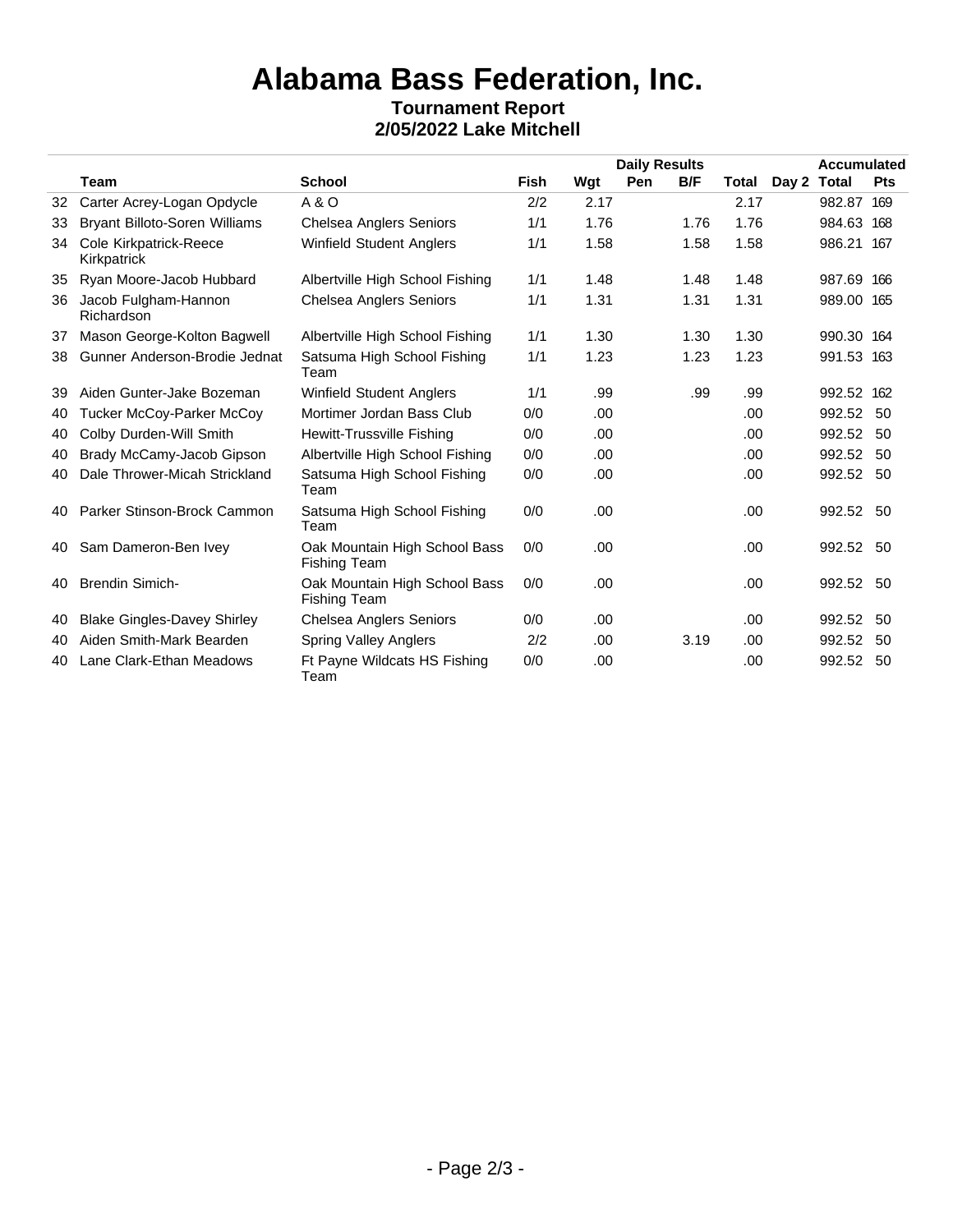# Alabama Bass Federation, Inc.

**Tournament Report**
**2/05/2022 Lake Mitchell**

| | | | Daily Results | | | | | | Accumulated | |
|---|---|---|---|---|---|---|---|---|---|---|
| | Team | School | Fish | Wgt | Pen | B/F | Total | Day 2 | Total | Pts |
| 32 | Carter Acrey-Logan Opdycle | A & O | 2/2 | 2.17 | | | 2.17 | | 982.87 | 169 |
| 33 | Bryant Billoto-Soren Williams | Chelsea Anglers Seniors | 1/1 | 1.76 | | 1.76 | 1.76 | | 984.63 | 168 |
| 34 | Cole Kirkpatrick-Reece Kirkpatrick | Winfield Student Anglers | 1/1 | 1.58 | | 1.58 | 1.58 | | 986.21 | 167 |
| 35 | Ryan Moore-Jacob Hubbard | Albertville High School Fishing | 1/1 | 1.48 | | 1.48 | 1.48 | | 987.69 | 166 |
| 36 | Jacob Fulgham-Hannon Richardson | Chelsea Anglers Seniors | 1/1 | 1.31 | | 1.31 | 1.31 | | 989.00 | 165 |
| 37 | Mason George-Kolton Bagwell | Albertville High School Fishing | 1/1 | 1.30 | | 1.30 | 1.30 | | 990.30 | 164 |
| 38 | Gunner Anderson-Brodie Jednat | Satsuma High School Fishing Team | 1/1 | 1.23 | | 1.23 | 1.23 | | 991.53 | 163 |
| 39 | Aiden Gunter-Jake Bozeman | Winfield Student Anglers | 1/1 | .99 | | .99 | .99 | | 992.52 | 162 |
| 40 | Tucker McCoy-Parker McCoy | Mortimer Jordan Bass Club | 0/0 | .00 | | | .00 | | 992.52 | 50 |
| 40 | Colby Durden-Will Smith | Hewitt-Trussville Fishing | 0/0 | .00 | | | .00 | | 992.52 | 50 |
| 40 | Brady McCamy-Jacob Gipson | Albertville High School Fishing | 0/0 | .00 | | | .00 | | 992.52 | 50 |
| 40 | Dale Thrower-Micah Strickland | Satsuma High School Fishing Team | 0/0 | .00 | | | .00 | | 992.52 | 50 |
| 40 | Parker Stinson-Brock Cammon | Satsuma High School Fishing Team | 0/0 | .00 | | | .00 | | 992.52 | 50 |
| 40 | Sam Dameron-Ben Ivey | Oak Mountain High School Bass Fishing Team | 0/0 | .00 | | | .00 | | 992.52 | 50 |
| 40 | Brendin Simich- | Oak Mountain High School Bass Fishing Team | 0/0 | .00 | | | .00 | | 992.52 | 50 |
| 40 | Blake Gingles-Davey Shirley | Chelsea Anglers Seniors | 0/0 | .00 | | | .00 | | 992.52 | 50 |
| 40 | Aiden Smith-Mark Bearden | Spring Valley Anglers | 2/2 | .00 | | 3.19 | .00 | | 992.52 | 50 |
| 40 | Lane Clark-Ethan Meadows | Ft Payne Wildcats HS Fishing Team | 0/0 | .00 | | | .00 | | 992.52 | 50 |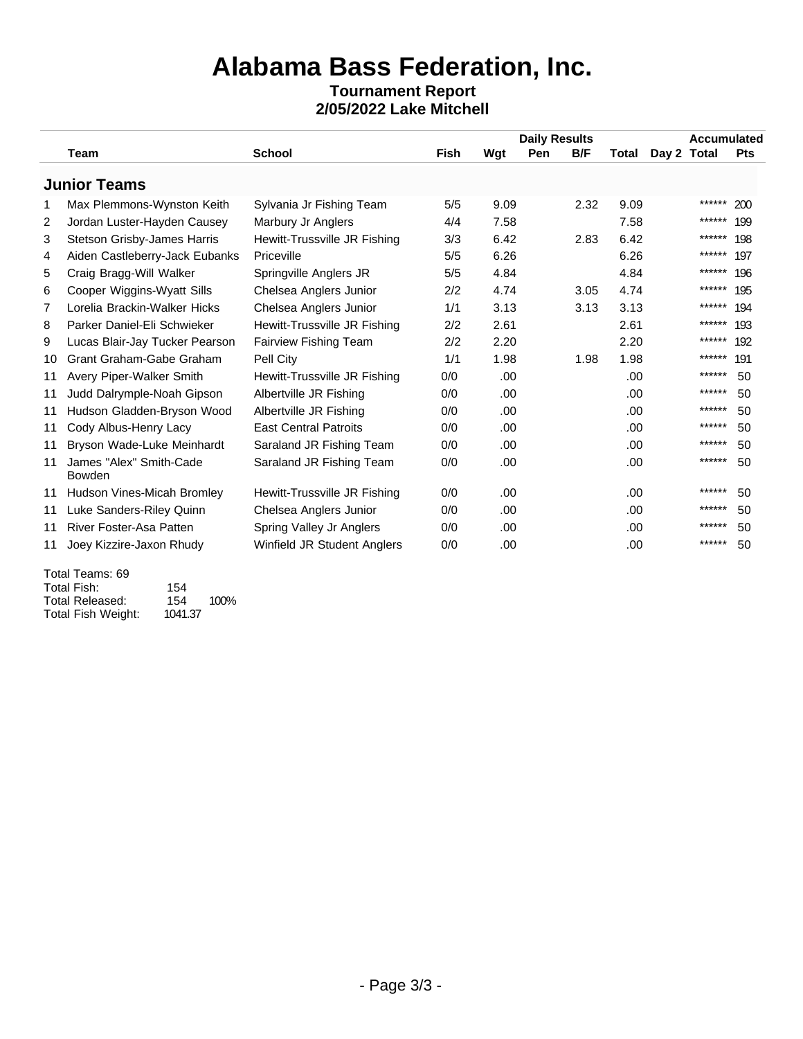# Alabama Bass Federation, Inc.

**Tournament Report**
**2/05/2022 Lake Mitchell**

| | | | Daily Results | | | | | | Accumulated | |
|---|---|---|---|---|---|---|---|---|---|---|
| | Team | School | Fish | Wgt | Pen | B/F | Total | Day 2 | Total | Pts |
| | **Junior Teams** | | | | | | | | | |
| 1 | Max Plemmons-Wynston Keith | Sylvania Jr Fishing Team | 5/5 | 9.09 | | 2.32 | 9.09 | | ****** | 200 |
| 2 | Jordan Luster-Hayden Causey | Marbury Jr Anglers | 4/4 | 7.58 | | | 7.58 | | ****** | 199 |
| 3 | Stetson Grisby-James Harris | Hewitt-Trussville JR Fishing | 3/3 | 6.42 | | 2.83 | 6.42 | | ****** | 198 |
| 4 | Aiden Castleberry-Jack Eubanks | Priceville | 5/5 | 6.26 | | | 6.26 | | ****** | 197 |
| 5 | Craig Bragg-Will Walker | Springville Anglers JR | 5/5 | 4.84 | | | 4.84 | | ****** | 196 |
| 6 | Cooper Wiggins-Wyatt Sills | Chelsea Anglers Junior | 2/2 | 4.74 | | 3.05 | 4.74 | | ****** | 195 |
| 7 | Lorelia Brackin-Walker Hicks | Chelsea Anglers Junior | 1/1 | 3.13 | | 3.13 | 3.13 | | ****** | 194 |
| 8 | Parker Daniel-Eli Schwieker | Hewitt-Trussville JR Fishing | 2/2 | 2.61 | | | 2.61 | | ****** | 193 |
| 9 | Lucas Blair-Jay Tucker Pearson | Fairview Fishing Team | 2/2 | 2.20 | | | 2.20 | | ****** | 192 |
| 10 | Grant Graham-Gabe Graham | Pell City | 1/1 | 1.98 | | 1.98 | 1.98 | | ****** | 191 |
| 11 | Avery Piper-Walker Smith | Hewitt-Trussville JR Fishing | 0/0 | .00 | | | .00 | | ****** | 50 |
| 11 | Judd Dalrymple-Noah Gipson | Albertville JR Fishing | 0/0 | .00 | | | .00 | | ****** | 50 |
| 11 | Hudson Gladden-Bryson Wood | Albertville JR Fishing | 0/0 | .00 | | | .00 | | ****** | 50 |
| 11 | Cody Albus-Henry Lacy | East Central Patroits | 0/0 | .00 | | | .00 | | ****** | 50 |
| 11 | Bryson Wade-Luke Meinhardt | Saraland JR Fishing Team | 0/0 | .00 | | | .00 | | ****** | 50 |
| 11 | James "Alex" Smith-Cade Bowden | Saraland JR Fishing Team | 0/0 | .00 | | | .00 | | ****** | 50 |
| 11 | Hudson Vines-Micah Bromley | Hewitt-Trussville JR Fishing | 0/0 | .00 | | | .00 | | ****** | 50 |
| 11 | Luke Sanders-Riley Quinn | Chelsea Anglers Junior | 0/0 | .00 | | | .00 | | ****** | 50 |
| 11 | River Foster-Asa Patten | Spring Valley Jr Anglers | 0/0 | .00 | | | .00 | | ****** | 50 |
| 11 | Joey Kizzire-Jaxon Rhudy | Winfield JR Student Anglers | 0/0 | .00 | | | .00 | | ****** | 50 |

Total Teams: 69
Total Fish: 154
Total Released: 154 100%
Total Fish Weight: 1041.37